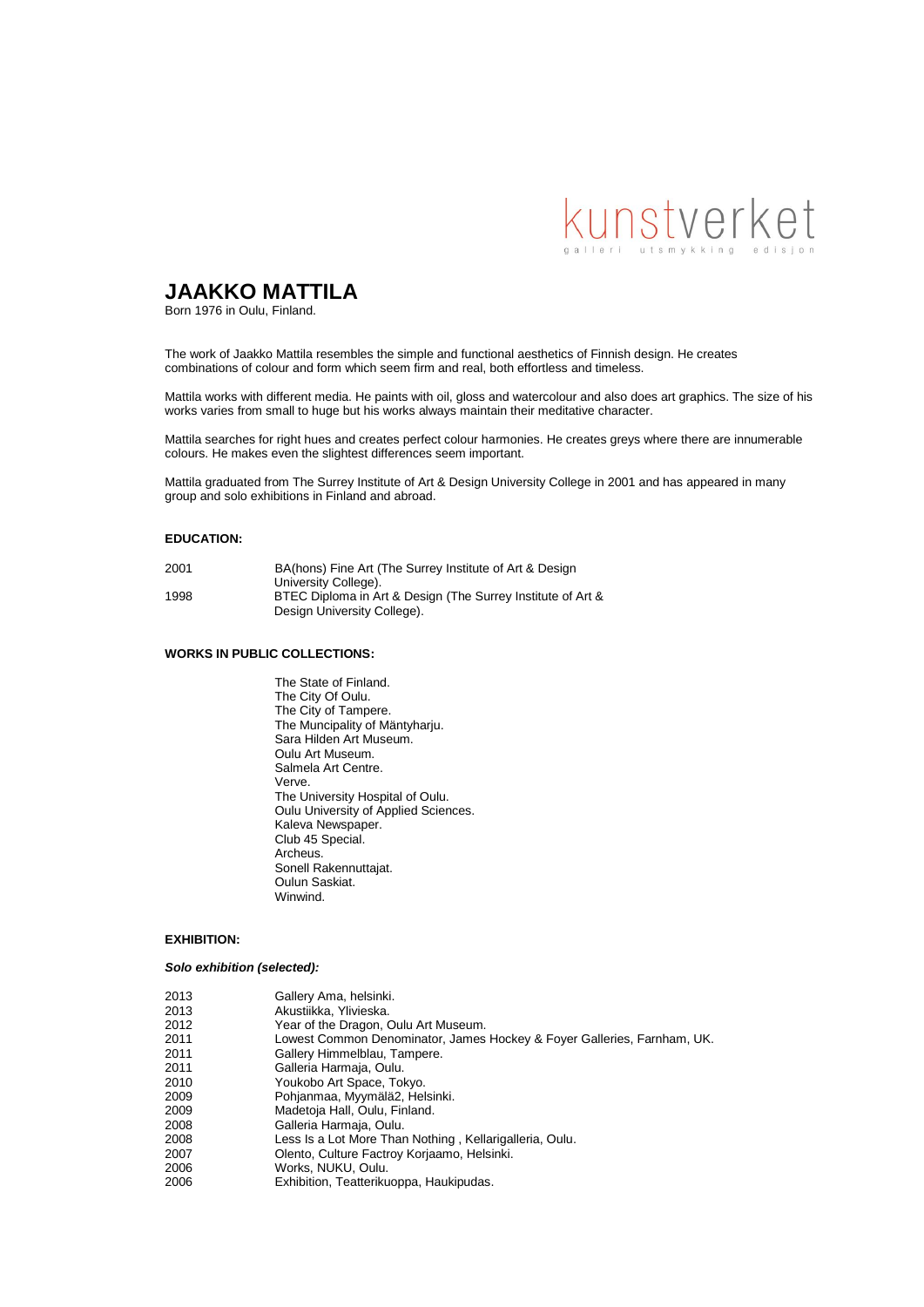kunstverket
galleri utsmykking edisjon

# JAAKKO MATTILA

Born 1976 in Oulu, Finland.

The work of Jaakko Mattila resembles the simple and functional aesthetics of Finnish design. He creates combinations of colour and form which seem firm and real, both effortless and timeless.

Mattila works with different media. He paints with oil, gloss and watercolour and also does art graphics. The size of his works varies from small to huge but his works always maintain their meditative character.

Mattila searches for right hues and creates perfect colour harmonies. He creates greys where there are innumerable colours. He makes even the slightest differences seem important.

Mattila graduated from The Surrey Institute of Art & Design University College in 2001 and has appeared in many group and solo exhibitions in Finland and abroad.

**EDUCATION:**

| | |
|---|---|
| 2001 | BA(hons) Fine Art (The Surrey Institute of Art & Design University College). |
| 1998 | BTEC Diploma in Art & Design (The Surrey Institute of Art & Design University College). |

**WORKS IN PUBLIC COLLECTIONS:**

The State of Finland.
The City Of Oulu.
The City of Tampere.
The Muncipality of Mäntyharju.
Sara Hilden Art Museum.
Oulu Art Museum.
Salmela Art Centre.
Verve.
The University Hospital of Oulu.
Oulu University of Applied Sciences.
Kaleva Newspaper.
Club 45 Special.
Archeus.
Sonell Rakennuttajat.
Oulun Saskiat.
Winwind.

**EXHIBITION:**

***Solo exhibition (selected):***

| | |
|---|---|
| 2013 | Gallery Ama, helsinki. |
| 2013 | Akustiikka, Ylivieska. |
| 2012 | Year of the Dragon, Oulu Art Museum. |
| 2011 | Lowest Common Denominator, James Hockey & Foyer Galleries, Farnham, UK. |
| 2011 | Gallery Himmelblau, Tampere. |
| 2011 | Galleria Harmaja, Oulu. |
| 2010 | Youkobo Art Space, Tokyo. |
| 2009 | Pohjanmaa, Myymälä2, Helsinki. |
| 2009 | Madetoja Hall, Oulu, Finland. |
| 2008 | Galleria Harmaja, Oulu. |
| 2008 | Less Is a Lot More Than Nothing , Kellarigalleria, Oulu. |
| 2007 | Olento, Culture Factroy Korjaamo, Helsinki. |
| 2006 | Works, NUKU, Oulu. |
| 2006 | Exhibition, Teatterikuoppa, Haukipudas. |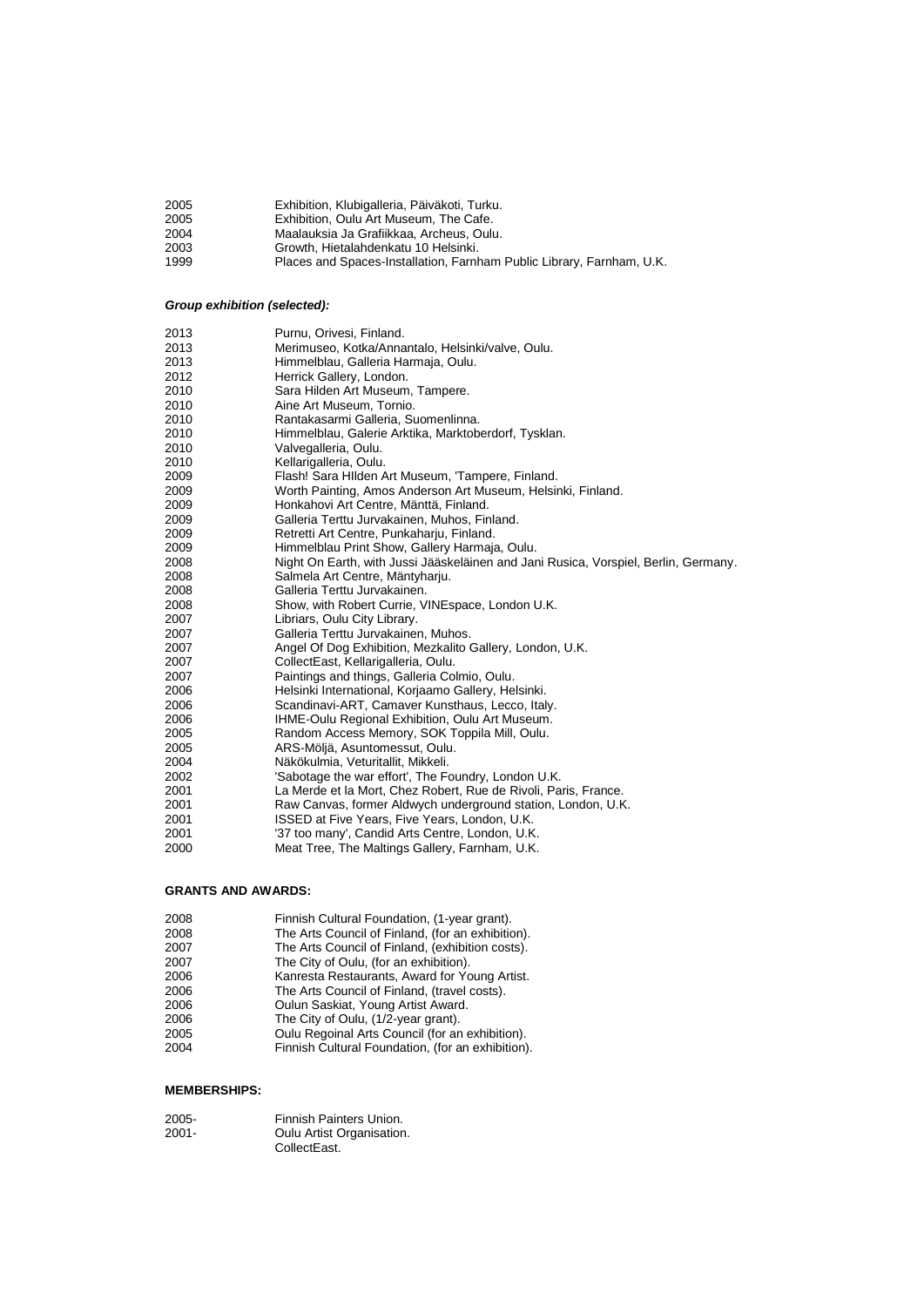2005 Exhibition, Klubigalleria, Päiväkoti, Turku.
2005 Exhibition, Oulu Art Museum, The Cafe.
2004 Maalauksia Ja Grafiikkaa, Archeus, Oulu.
2003 Growth, Hietalahdenkatu 10 Helsinki.
1999 Places and Spaces-Installation, Farnham Public Library, Farnham, U.K.

***Group exhibition (selected):***

2013 Purnu, Orivesi, Finland.
2013 Merimuseo, Kotka/Annantalo, Helsinki/valve, Oulu.
2013 Himmelblau, Galleria Harmaja, Oulu.
2012 Herrick Gallery, London.
2010 Sara Hilden Art Museum, Tampere.
2010 Aine Art Museum, Tornio.
2010 Rantakasarmi Galleria, Suomenlinna.
2010 Himmelblau, Galerie Arktika, Marktoberdorf, Tysklan.
2010 Valvegalleria, Oulu.
2010 Kellarigalleria, Oulu.
2009 Flash! Sara HIlden Art Museum, 'Tampere, Finland.
2009 Worth Painting, Amos Anderson Art Museum, Helsinki, Finland.
2009 Honkahovi Art Centre, Mänttä, Finland.
2009 Galleria Terttu Jurvakainen, Muhos, Finland.
2009 Retretti Art Centre, Punkaharju, Finland.
2009 Himmelblau Print Show, Gallery Harmaja, Oulu.
2008 Night On Earth, with Jussi Jääskeläinen and Jani Rusica, Vorspiel, Berlin, Germany.
2008 Salmela Art Centre, Mäntyharju.
2008 Galleria Terttu Jurvakainen.
2008 Show, with Robert Currie, VINEspace, London U.K.
2007 Libriars, Oulu City Library.
2007 Galleria Terttu Jurvakainen, Muhos.
2007 Angel Of Dog Exhibition, Mezkalito Gallery, London, U.K.
2007 CollectEast, Kellarigalleria, Oulu.
2007 Paintings and things, Galleria Colmio, Oulu.
2006 Helsinki International, Korjaamo Gallery, Helsinki.
2006 Scandinavi-ART, Camaver Kunsthaus, Lecco, Italy.
2006 IHME-Oulu Regional Exhibition, Oulu Art Museum.
2005 Random Access Memory, SOK Toppila Mill, Oulu.
2005 ARS-Möljä, Asuntomessut, Oulu.
2004 Näkökulmia, Veturitallit, Mikkeli.
2002 'Sabotage the war effort', The Foundry, London U.K.
2001 La Merde et la Mort, Chez Robert, Rue de Rivoli, Paris, France.
2001 Raw Canvas, former Aldwych underground station, London, U.K.
2001 ISSED at Five Years, Five Years, London, U.K.
2001 '37 too many', Candid Arts Centre, London, U.K.
2000 Meat Tree, The Maltings Gallery, Farnham, U.K.

**GRANTS AND AWARDS:**

2008 Finnish Cultural Foundation, (1-year grant).
2008 The Arts Council of Finland, (for an exhibition).
2007 The Arts Council of Finland, (exhibition costs).
2007 The City of Oulu, (for an exhibition).
2006 Kanresta Restaurants, Award for Young Artist.
2006 The Arts Council of Finland, (travel costs).
2006 Oulun Saskiat, Young Artist Award.
2006 The City of Oulu, (1/2-year grant).
2005 Oulu Regoinal Arts Council (for an exhibition).
2004 Finnish Cultural Foundation, (for an exhibition).

**MEMBERSHIPS:**

2005- Finnish Painters Union.
2001- Oulu Artist Organisation.
CollectEast.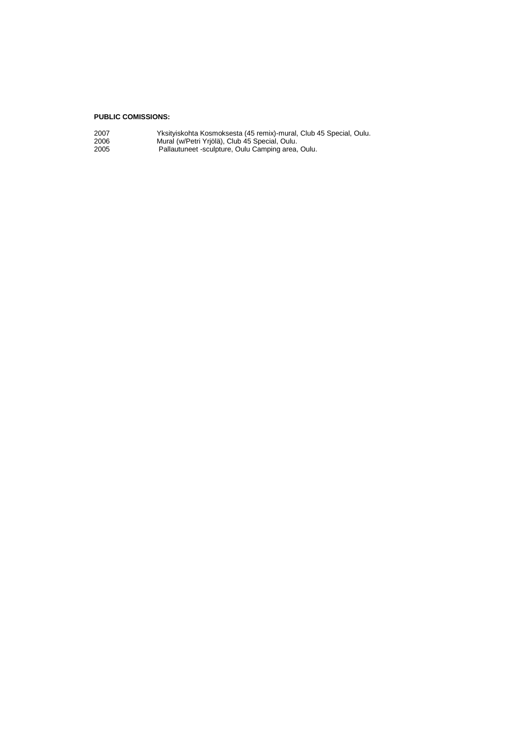**PUBLIC COMISSIONS:**

| | |
|---|---|
| 2007 | Yksityiskohta Kosmoksesta (45 remix)-mural, Club 45 Special, Oulu. |
| 2006 | Mural (w/Petri Yrjölä), Club 45 Special, Oulu. |
| 2005 | Pallautuneet -sculpture, Oulu Camping area, Oulu. |